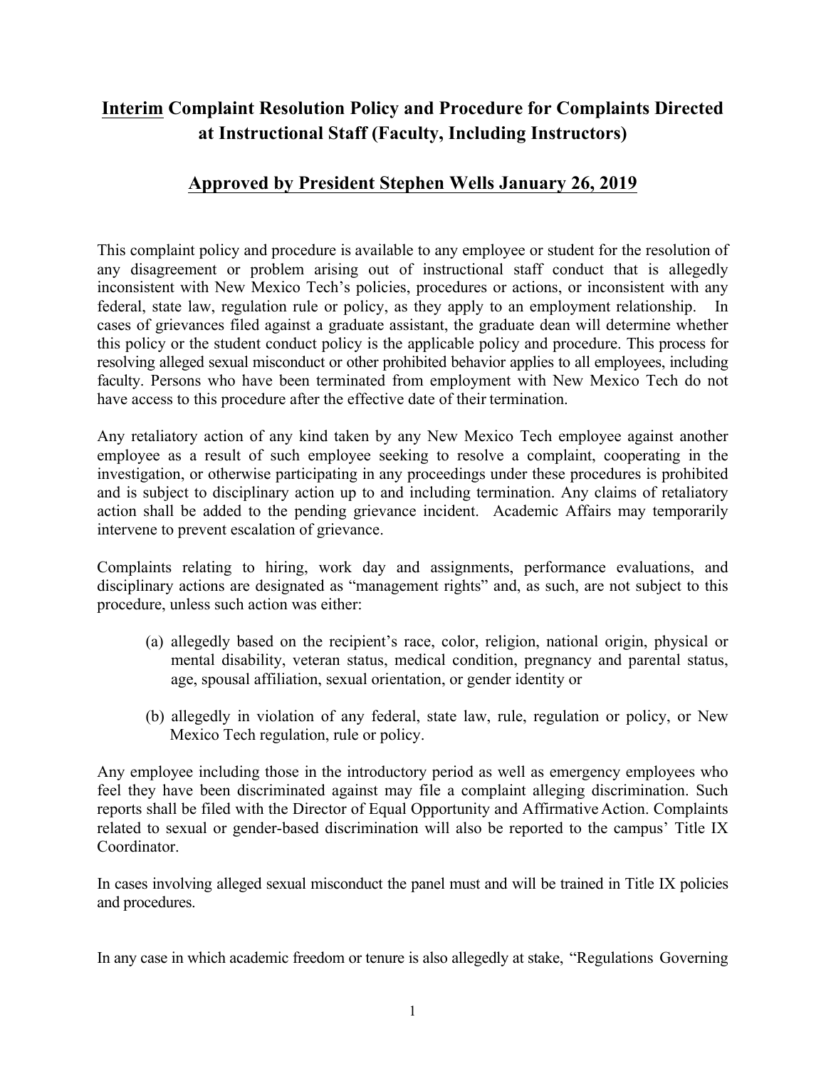# <u>Interim</u> Complaint Resolution Policy and Procedure for Complaints Directed at Instructional Staff (Faculty, Including Instructors)

## <u>Approved by President Stephen Wells January 26, 2019</u>

This complaint policy and procedure is available to any employee or student for the resolution of any disagreement or problem arising out of instructional staff conduct that is allegedly inconsistent with New Mexico Tech's policies, procedures or actions, or inconsistent with any federal, state law, regulation rule or policy, as they apply to an employment relationship. In cases of grievances filed against a graduate assistant, the graduate dean will determine whether this policy or the student conduct policy is the applicable policy and procedure. This process for resolving alleged sexual misconduct or other prohibited behavior applies to all employees, including faculty. Persons who have been terminated from employment with New Mexico Tech do not have access to this procedure after the effective date of their termination.

Any retaliatory action of any kind taken by any New Mexico Tech employee against another employee as a result of such employee seeking to resolve a complaint, cooperating in the investigation, or otherwise participating in any proceedings under these procedures is prohibited and is subject to disciplinary action up to and including termination. Any claims of retaliatory action shall be added to the pending grievance incident. Academic Affairs may temporarily intervene to prevent escalation of grievance.

Complaints relating to hiring, work day and assignments, performance evaluations, and disciplinary actions are designated as "management rights" and, as such, are not subject to this procedure, unless such action was either:

(a) allegedly based on the recipient's race, color, religion, national origin, physical or mental disability, veteran status, medical condition, pregnancy and parental status, age, spousal affiliation, sexual orientation, or gender identity or

(b) allegedly in violation of any federal, state law, rule, regulation or policy, or New Mexico Tech regulation, rule or policy.

Any employee including those in the introductory period as well as emergency employees who feel they have been discriminated against may file a complaint alleging discrimination. Such reports shall be filed with the Director of Equal Opportunity and Affirmative Action. Complaints related to sexual or gender-based discrimination will also be reported to the campus' Title IX Coordinator.

In cases involving alleged sexual misconduct the panel must and will be trained in Title IX policies and procedures.

In any case in which academic freedom or tenure is also allegedly at stake, "Regulations Governing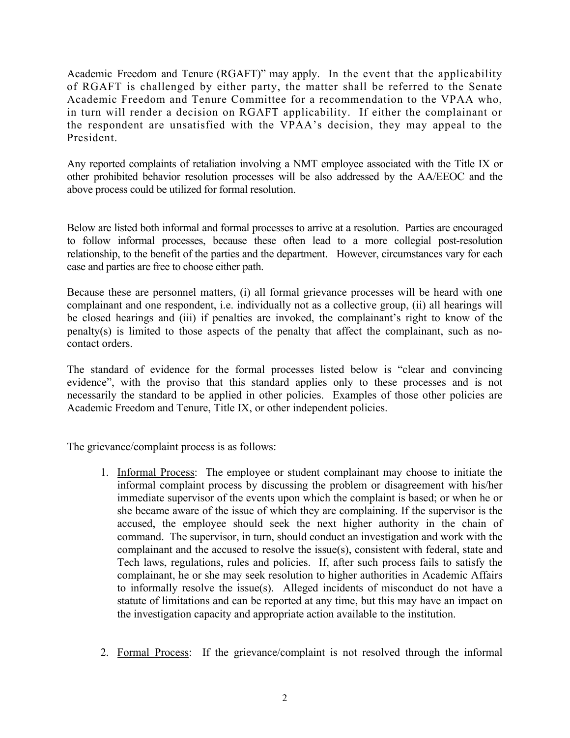Academic Freedom and Tenure (RGAFT)" may apply. In the event that the applicability of RGAFT is challenged by either party, the matter shall be referred to the Senate Academic Freedom and Tenure Committee for a recommendation to the VPAA who, in turn will render a decision on RGAFT applicability. If either the complainant or the respondent are unsatisfied with the VPAA's decision, they may appeal to the President.

Any reported complaints of retaliation involving a NMT employee associated with the Title IX or other prohibited behavior resolution processes will be also addressed by the AA/EEOC and the above process could be utilized for formal resolution.

Below are listed both informal and formal processes to arrive at a resolution. Parties are encouraged to follow informal processes, because these often lead to a more collegial post-resolution relationship, to the benefit of the parties and the department. However, circumstances vary for each case and parties are free to choose either path.

Because these are personnel matters, (i) all formal grievance processes will be heard with one complainant and one respondent, i.e. individually not as a collective group, (ii) all hearings will be closed hearings and (iii) if penalties are invoked, the complainant's right to know of the penalty(s) is limited to those aspects of the penalty that affect the complainant, such as no-contact orders.

The standard of evidence for the formal processes listed below is "clear and convincing evidence", with the proviso that this standard applies only to these processes and is not necessarily the standard to be applied in other policies. Examples of those other policies are Academic Freedom and Tenure, Title IX, or other independent policies.

The grievance/complaint process is as follows:

1. Informal Process: The employee or student complainant may choose to initiate the informal complaint process by discussing the problem or disagreement with his/her immediate supervisor of the events upon which the complaint is based; or when he or she became aware of the issue of which they are complaining. If the supervisor is the accused, the employee should seek the next higher authority in the chain of command. The supervisor, in turn, should conduct an investigation and work with the complainant and the accused to resolve the issue(s), consistent with federal, state and Tech laws, regulations, rules and policies. If, after such process fails to satisfy the complainant, he or she may seek resolution to higher authorities in Academic Affairs to informally resolve the issue(s). Alleged incidents of misconduct do not have a statute of limitations and can be reported at any time, but this may have an impact on the investigation capacity and appropriate action available to the institution.

2. Formal Process: If the grievance/complaint is not resolved through the informal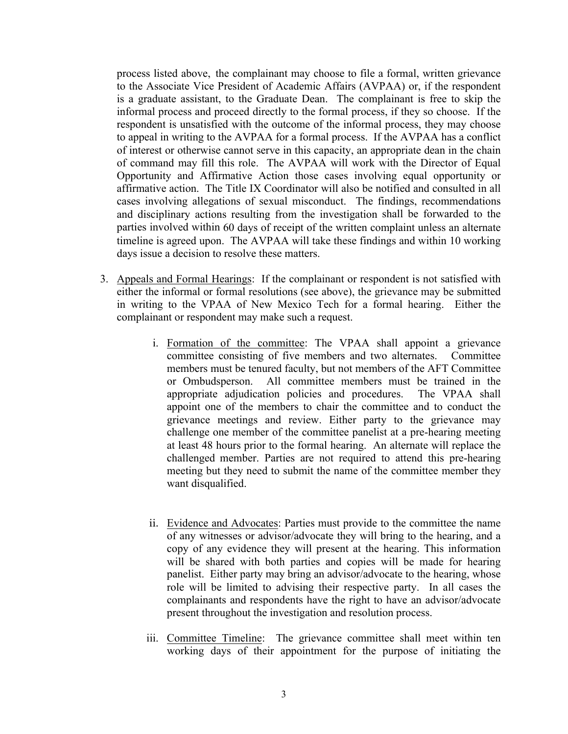process listed above, the complainant may choose to file a formal, written grievance to the Associate Vice President of Academic Affairs (AVPAA) or, if the respondent is a graduate assistant, to the Graduate Dean. The complainant is free to skip the informal process and proceed directly to the formal process, if they so choose. If the respondent is unsatisfied with the outcome of the informal process, they may choose to appeal in writing to the AVPAA for a formal process. If the AVPAA has a conflict of interest or otherwise cannot serve in this capacity, an appropriate dean in the chain of command may fill this role. The AVPAA will work with the Director of Equal Opportunity and Affirmative Action those cases involving equal opportunity or affirmative action. The Title IX Coordinator will also be notified and consulted in all cases involving allegations of sexual misconduct. The findings, recommendations and disciplinary actions resulting from the investigation shall be forwarded to the parties involved within 60 days of receipt of the written complaint unless an alternate timeline is agreed upon. The AVPAA will take these findings and within 10 working days issue a decision to resolve these matters.

3. Appeals and Formal Hearings: If the complainant or respondent is not satisfied with either the informal or formal resolutions (see above), the grievance may be submitted in writing to the VPAA of New Mexico Tech for a formal hearing. Either the complainant or respondent may make such a request.

   i. Formation of the committee: The VPAA shall appoint a grievance committee consisting of five members and two alternates. Committee members must be tenured faculty, but not members of the AFT Committee or Ombudsperson. All committee members must be trained in the appropriate adjudication policies and procedures. The VPAA shall appoint one of the members to chair the committee and to conduct the grievance meetings and review. Either party to the grievance may challenge one member of the committee panelist at a pre-hearing meeting at least 48 hours prior to the formal hearing. An alternate will replace the challenged member. Parties are not required to attend this pre-hearing meeting but they need to submit the name of the committee member they want disqualified.

   ii. Evidence and Advocates: Parties must provide to the committee the name of any witnesses or advisor/advocate they will bring to the hearing, and a copy of any evidence they will present at the hearing. This information will be shared with both parties and copies will be made for hearing panelist. Either party may bring an advisor/advocate to the hearing, whose role will be limited to advising their respective party. In all cases the complainants and respondents have the right to have an advisor/advocate present throughout the investigation and resolution process.

   iii. Committee Timeline: The grievance committee shall meet within ten working days of their appointment for the purpose of initiating the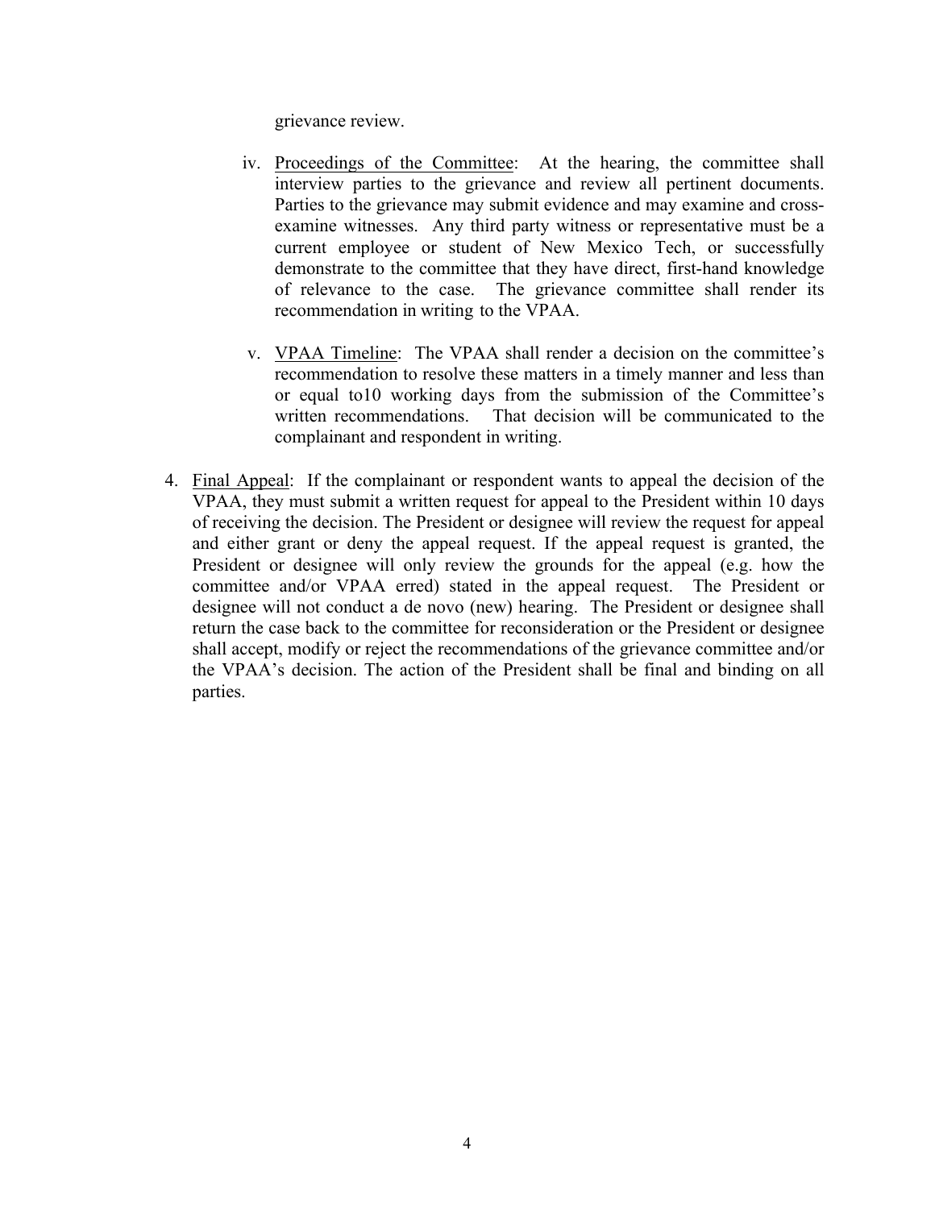grievance review.

iv. <u>Proceedings of the Committee</u>: At the hearing, the committee shall interview parties to the grievance and review all pertinent documents. Parties to the grievance may submit evidence and may examine and cross-examine witnesses. Any third party witness or representative must be a current employee or student of New Mexico Tech, or successfully demonstrate to the committee that they have direct, first-hand knowledge of relevance to the case. The grievance committee shall render its recommendation in writing to the VPAA.

v. <u>VPAA Timeline</u>: The VPAA shall render a decision on the committee's recommendation to resolve these matters in a timely manner and less than or equal to10 working days from the submission of the Committee's written recommendations. That decision will be communicated to the complainant and respondent in writing.

4. <u>Final Appeal</u>: If the complainant or respondent wants to appeal the decision of the VPAA, they must submit a written request for appeal to the President within 10 days of receiving the decision. The President or designee will review the request for appeal and either grant or deny the appeal request. If the appeal request is granted, the President or designee will only review the grounds for the appeal (e.g. how the committee and/or VPAA erred) stated in the appeal request. The President or designee will not conduct a de novo (new) hearing. The President or designee shall return the case back to the committee for reconsideration or the President or designee shall accept, modify or reject the recommendations of the grievance committee and/or the VPAA's decision. The action of the President shall be final and binding on all parties.